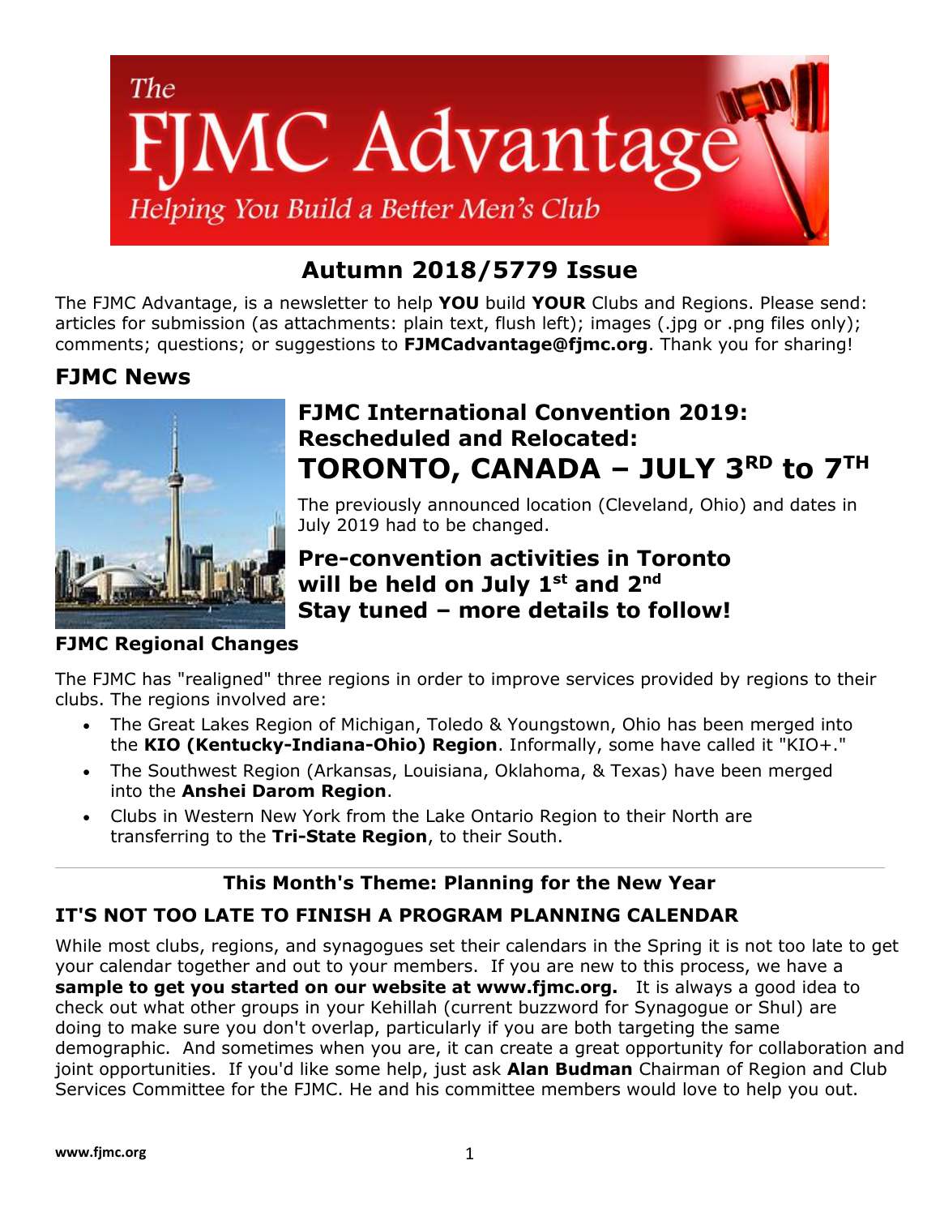# The FJMC Advantage

*Helping You Build a Better Men's Club*

## Autumn 2018/5779 Issue

The FJMC Advantage, is a newsletter to help **YOU** build **YOUR** Clubs and Regions. Please send: articles for submission (as attachments: plain text, flush left); images (.jpg or .png files only); comments; questions; or suggestions to **FJMCadvantage@fjmc.org**. Thank you for sharing!

## FJMC News

### FJMC International Convention 2019: Rescheduled and Relocated: TORONTO, CANADA – JULY 3RD to 7TH

The previously announced location (Cleveland, Ohio) and dates in July 2019 had to be changed.

### Pre-convention activities in Toronto will be held on July 1st and 2nd Stay tuned – more details to follow!

### FJMC Regional Changes

The FJMC has "realigned" three regions in order to improve services provided by regions to their clubs. The regions involved are:

- The Great Lakes Region of Michigan, Toledo & Youngstown, Ohio has been merged into the **KIO (Kentucky-Indiana-Ohio) Region**. Informally, some have called it "KIO+."
- The Southwest Region (Arkansas, Louisiana, Oklahoma, & Texas) have been merged into the **Anshei Darom Region**.
- Clubs in Western New York from the Lake Ontario Region to their North are transferring to the **Tri-State Region**, to their South.

---

**This Month's Theme: Planning for the New Year**

### IT'S NOT TOO LATE TO FINISH A PROGRAM PLANNING CALENDAR

While most clubs, regions, and synagogues set their calendars in the Spring it is not too late to get your calendar together and out to your members. If you are new to this process, we have a **sample to get you started on our website at www.fjmc.org.** It is always a good idea to check out what other groups in your Kehillah (current buzzword for Synagogue or Shul) are doing to make sure you don't overlap, particularly if you are both targeting the same demographic. And sometimes when you are, it can create a great opportunity for collaboration and joint opportunities. If you'd like some help, just ask **Alan Budman** Chairman of Region and Club Services Committee for the FJMC. He and his committee members would love to help you out.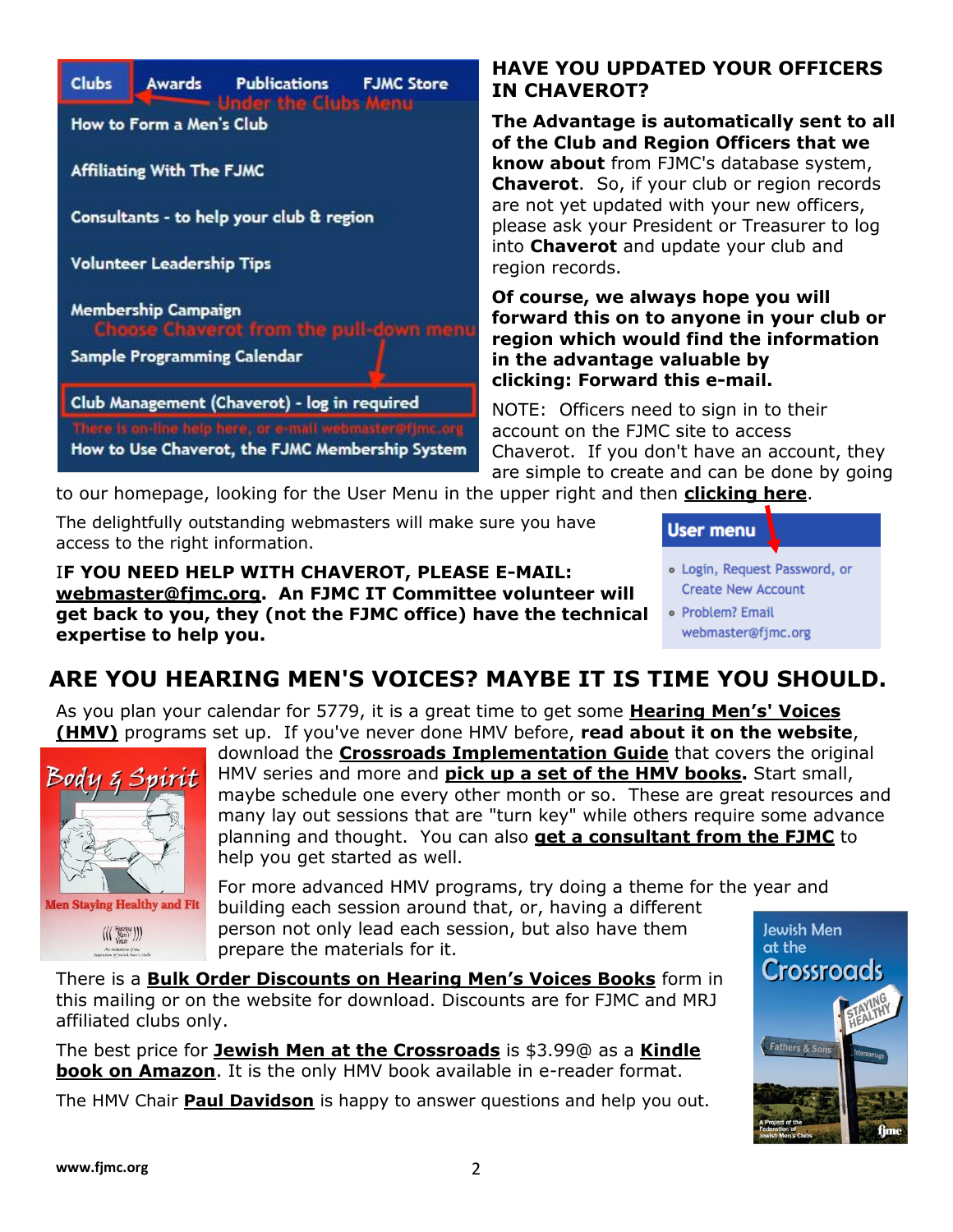Clubs Awards Publications FJMC Store
Under the Clubs Menu

How to Form a Men's Club

Affiliating With The FJMC

Consultants - to help your club & region

Volunteer Leadership Tips

Membership Campaign
Choose Chaverot from the pull-down menu

Sample Programming Calendar

Club Management (Chaverot) - log in required

There is on-line help here, or e-mail webmaster@fjmc.org

How to Use Chaverot, the FJMC Membership System

## HAVE YOU UPDATED YOUR OFFICERS IN CHAVEROT?

**The Advantage is automatically sent to all of the Club and Region Officers that we know about** from FJMC's database system, **Chaverot**. So, if your club or region records are not yet updated with your new officers, please ask your President or Treasurer to log into **Chaverot** and update your club and region records.

**Of course, we always hope you will forward this on to anyone in your club or region which would find the information in the advantage valuable by clicking: Forward this e-mail.**

NOTE: Officers need to sign in to their account on the FJMC site to access Chaverot. If you don't have an account, they are simple to create and can be done by going to our homepage, looking for the User Menu in the upper right and then **clicking here**.

The delightfully outstanding webmasters will make sure you have access to the right information.

**IF YOU NEED HELP WITH CHAVEROT, PLEASE E-MAIL: webmaster@fjmc.org. An FJMC IT Committee volunteer will get back to you, they (not the FJMC office) have the technical expertise to help you.**

User menu

- Login, Request Password, or Create New Account
- Problem? Email webmaster@fjmc.org

## ARE YOU HEARING MEN'S VOICES? MAYBE IT IS TIME YOU SHOULD.

As you plan your calendar for 5779, it is a great time to get some **Hearing Men's' Voices (HMV)** programs set up. If you've never done HMV before, **read about it on the website**, download the **Crossroads Implementation Guide** that covers the original HMV series and more and **pick up a set of the HMV books.** Start small, maybe schedule one every other month or so. These are great resources and many lay out sessions that are "turn key" while others require some advance planning and thought. You can also **get a consultant from the FJMC** to help you get started as well.

For more advanced HMV programs, try doing a theme for the year and building each session around that, or, having a different person not only lead each session, but also have them prepare the materials for it.

There is a **Bulk Order Discounts on Hearing Men's Voices Books** form in this mailing or on the website for download. Discounts are for FJMC and MRJ affiliated clubs only.

The best price for **Jewish Men at the Crossroads** is $3.99@ as a **Kindle book on Amazon**. It is the only HMV book available in e-reader format.

The HMV Chair **Paul Davidson** is happy to answer questions and help you out.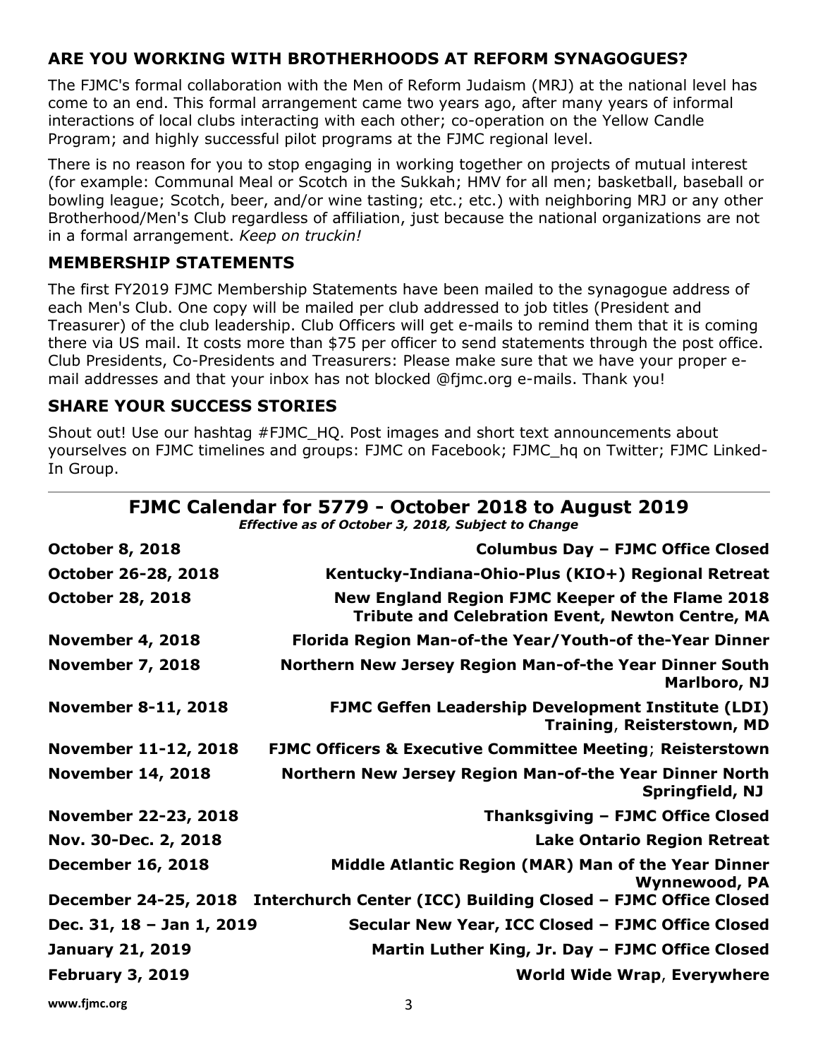## ARE YOU WORKING WITH BROTHERHOODS AT REFORM SYNAGOGUES?

The FJMC's formal collaboration with the Men of Reform Judaism (MRJ) at the national level has come to an end. This formal arrangement came two years ago, after many years of informal interactions of local clubs interacting with each other; co-operation on the Yellow Candle Program; and highly successful pilot programs at the FJMC regional level.

There is no reason for you to stop engaging in working together on projects of mutual interest (for example: Communal Meal or Scotch in the Sukkah; HMV for all men; basketball, baseball or bowling league; Scotch, beer, and/or wine tasting; etc.; etc.) with neighboring MRJ or any other Brotherhood/Men's Club regardless of affiliation, just because the national organizations are not in a formal arrangement. *Keep on truckin!*

## MEMBERSHIP STATEMENTS

The first FY2019 FJMC Membership Statements have been mailed to the synagogue address of each Men's Club. One copy will be mailed per club addressed to job titles (President and Treasurer) of the club leadership. Club Officers will get e-mails to remind them that it is coming there via US mail. It costs more than $75 per officer to send statements through the post office. Club Presidents, Co-Presidents and Treasurers: Please make sure that we have your proper e-mail addresses and that your inbox has not blocked @fjmc.org e-mails. Thank you!

## SHARE YOUR SUCCESS STORIES

Shout out! Use our hashtag #FJMC_HQ. Post images and short text announcements about yourselves on FJMC timelines and groups: FJMC on Facebook; FJMC_hq on Twitter; FJMC Linked-In Group.

---

## FJMC Calendar for 5779 - October 2018 to August 2019

***Effective as of October 3, 2018, Subject to Change***

| Date | Event |
|---|---|
| **October 8, 2018** | **Columbus Day – FJMC Office Closed** |
| **October 26-28, 2018** | **Kentucky-Indiana-Ohio-Plus (KIO+) Regional Retreat** |
| **October 28, 2018** | **New England Region FJMC Keeper of the Flame 2018 Tribute and Celebration Event, Newton Centre, MA** |
| **November 4, 2018** | **Florida Region Man-of-the Year/Youth-of the-Year Dinner** |
| **November 7, 2018** | **Northern New Jersey Region Man-of-the Year Dinner South Marlboro, NJ** |
| **November 8-11, 2018** | **FJMC Geffen Leadership Development Institute (LDI) Training, Reisterstown, MD** |
| **November 11-12, 2018** | **FJMC Officers & Executive Committee Meeting; Reisterstown** |
| **November 14, 2018** | **Northern New Jersey Region Man-of-the Year Dinner North Springfield, NJ** |
| **November 22-23, 2018** | **Thanksgiving – FJMC Office Closed** |
| **Nov. 30-Dec. 2, 2018** | **Lake Ontario Region Retreat** |
| **December 16, 2018** | **Middle Atlantic Region (MAR) Man of the Year Dinner Wynnewood, PA** |
| **December 24-25, 2018** | **Interchurch Center (ICC) Building Closed – FJMC Office Closed** |
| **Dec. 31, 18 – Jan 1, 2019** | **Secular New Year, ICC Closed – FJMC Office Closed** |
| **January 21, 2019** | **Martin Luther King, Jr. Day – FJMC Office Closed** |
| **February 3, 2019** | **World Wide Wrap, Everywhere** |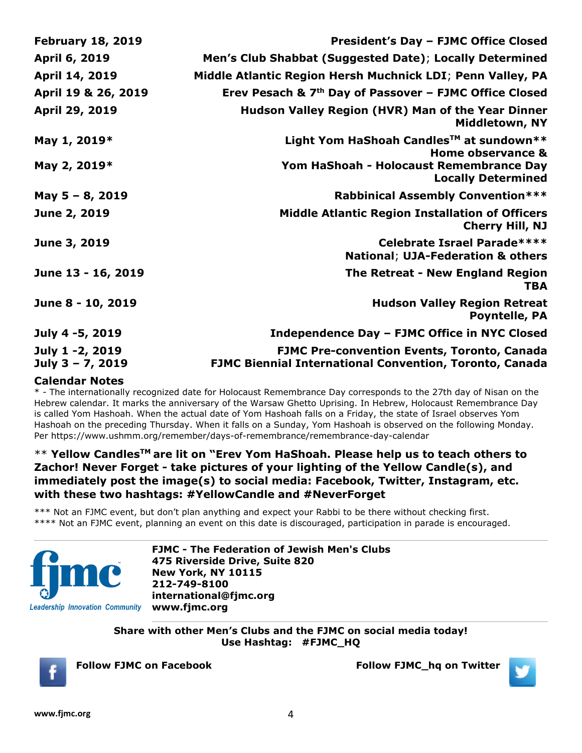| | |
|---|---|
| **February 18, 2019** | **President's Day – FJMC Office Closed** |
| **April 6, 2019** | **Men's Club Shabbat (Suggested Date); Locally Determined** |
| **April 14, 2019** | **Middle Atlantic Region Hersh Muchnick LDI; Penn Valley, PA** |
| **April 19 & 26, 2019** | **Erev Pesach & 7th Day of Passover – FJMC Office Closed** |
| **April 29, 2019** | **Hudson Valley Region (HVR) Man of the Year Dinner Middletown, NY** |
| **May 1, 2019*** | **Light Yom HaShoah Candles™ at sundown** Home observance &** |
| **May 2, 2019*** | **Yom HaShoah - Holocaust Remembrance Day Locally Determined** |
| **May 5 – 8, 2019** | **Rabbinical Assembly Convention***** |
| **June 2, 2019** | **Middle Atlantic Region Installation of Officers Cherry Hill, NJ** |
| **June 3, 2019** | **Celebrate Israel Parade**** National; UJA-Federation & others** |
| **June 13 - 16, 2019** | **The Retreat - New England Region TBA** |
| **June 8 - 10, 2019** | **Hudson Valley Region Retreat Poyntelle, PA** |
| **July 4 -5, 2019** | **Independence Day – FJMC Office in NYC Closed** |
| **July 1 -2, 2019** | **FJMC Pre-convention Events, Toronto, Canada** |
| **July 3 – 7, 2019** | **FJMC Biennial International Convention, Toronto, Canada** |

**Calendar Notes**

* - The internationally recognized date for Holocaust Remembrance Day corresponds to the 27th day of Nisan on the Hebrew calendar. It marks the anniversary of the Warsaw Ghetto Uprising. In Hebrew, Holocaust Remembrance Day is called Yom Hashoah. When the actual date of Yom Hashoah falls on a Friday, the state of Israel observes Yom Hashoah on the preceding Thursday. When it falls on a Sunday, Yom Hashoah is observed on the following Monday. Per https://www.ushmm.org/remember/days-of-remembrance/remembrance-day-calendar

** **Yellow Candles™ are lit on "Erev Yom HaShoah. Please help us to teach others to Zachor! Never Forget - take pictures of your lighting of the Yellow Candle(s), and immediately post the image(s) to social media: Facebook, Twitter, Instagram, etc. with these two hashtags: #YellowCandle and #NeverForget**

*** Not an FJMC event, but don't plan anything and expect your Rabbi to be there without checking first.
**** Not an FJMC event, planning an event on this date is discouraged, participation in parade is encouraged.

fjmc
Leadership Innovation Community

**FJMC - The Federation of Jewish Men's Clubs**
**475 Riverside Drive, Suite 820**
**New York, NY 10115**
**212-749-8100**
**international@fjmc.org**
**www.fjmc.org**

**Share with other Men's Clubs and the FJMC on social media today!**
**Use Hashtag: #FJMC_HQ**

**Follow FJMC on Facebook** **Follow FJMC_hq on Twitter**